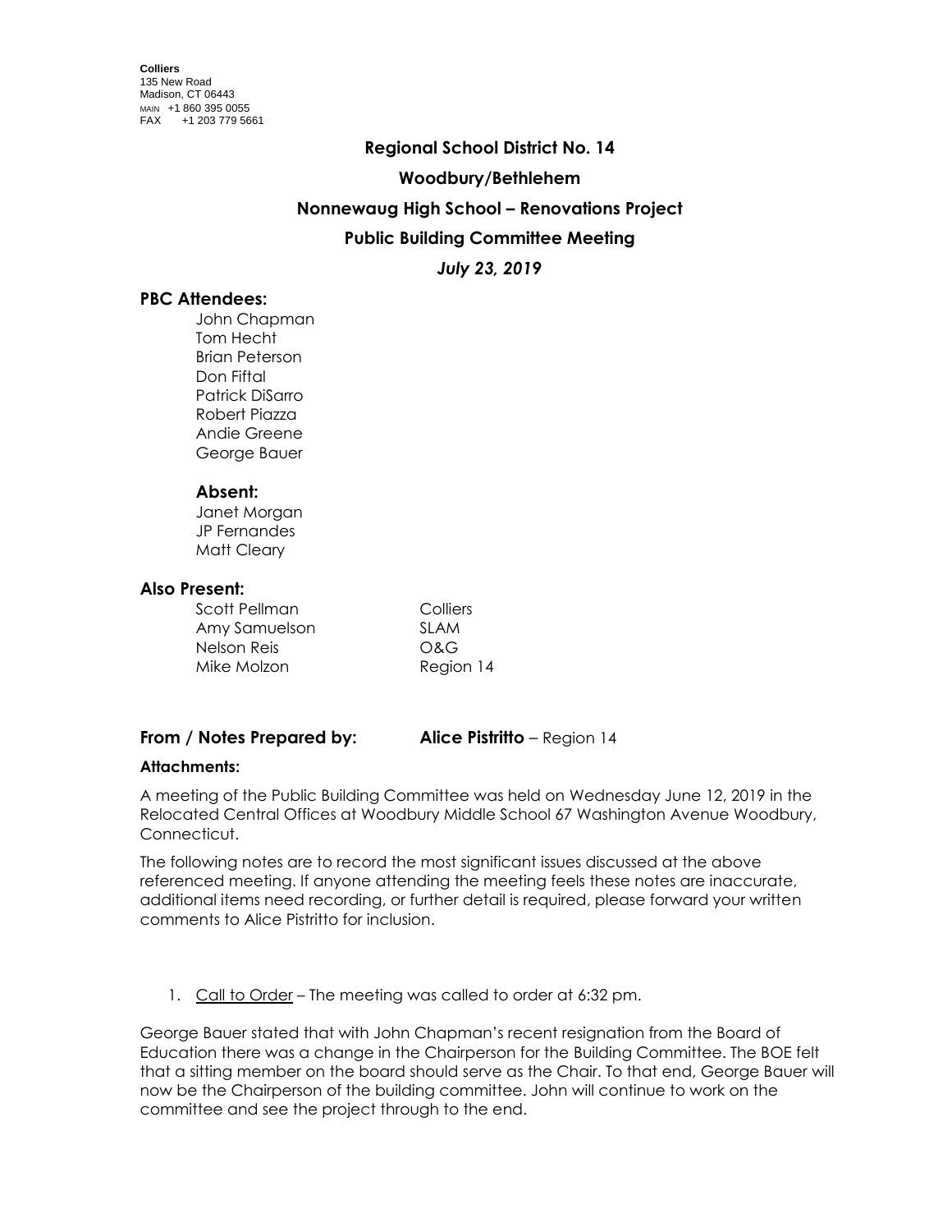**Colliers**
135 New Road
Madison, CT 06443
MAIN +1 860 395 0055
FAX +1 203 779 5661

# Regional School District No. 14

## Woodbury/Bethlehem

## Nonnewaug High School – Renovations Project

## Public Building Committee Meeting

### *July 23, 2019*

### PBC Attendees:

John Chapman
Tom Hecht
Brian Peterson
Don Fiftal
Patrick DiSarro
Robert Piazza
Andie Greene
George Bauer

#### Absent:

Janet Morgan
JP Fernandes
Matt Cleary

### Also Present:

| | |
|---|---|
| Scott Pellman | Colliers |
| Amy Samuelson | SLAM |
| Nelson Reis | O&G |
| Mike Molzon | Region 14 |

**From / Notes Prepared by:** **Alice Pistritto** – Region 14

**Attachments:**

A meeting of the Public Building Committee was held on Wednesday June 12, 2019 in the Relocated Central Offices at Woodbury Middle School 67 Washington Avenue Woodbury, Connecticut.

The following notes are to record the most significant issues discussed at the above referenced meeting. If anyone attending the meeting feels these notes are inaccurate, additional items need recording, or further detail is required, please forward your written comments to Alice Pistritto for inclusion.

1. Call to Order – The meeting was called to order at 6:32 pm.

George Bauer stated that with John Chapman's recent resignation from the Board of Education there was a change in the Chairperson for the Building Committee. The BOE felt that a sitting member on the board should serve as the Chair. To that end, George Bauer will now be the Chairperson of the building committee. John will continue to work on the committee and see the project through to the end.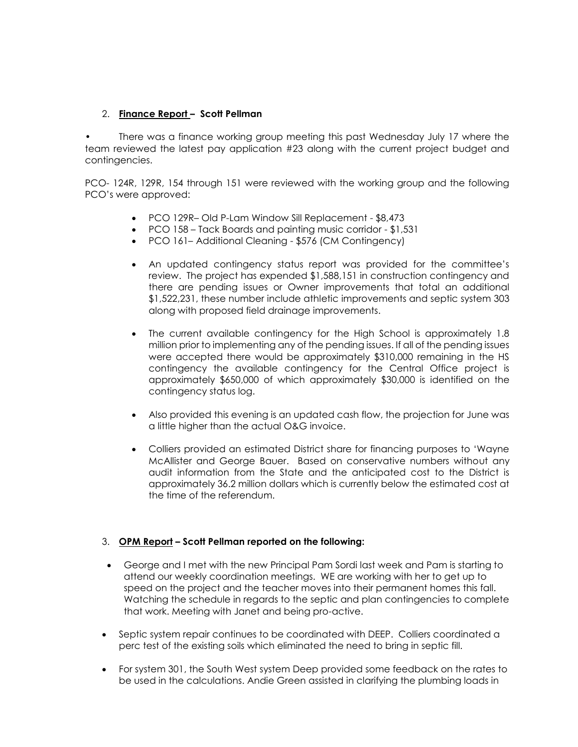2. **Finance Report – Scott Pellman**

• There was a finance working group meeting this past Wednesday July 17 where the team reviewed the latest pay application #23 along with the current project budget and contingencies.

PCO- 124R, 129R, 154 through 151 were reviewed with the working group and the following PCO's were approved:

- PCO 129R– Old P-Lam Window Sill Replacement - $8,473
- PCO 158 – Tack Boards and painting music corridor - $1,531
- PCO 161– Additional Cleaning - $576 (CM Contingency)

- An updated contingency status report was provided for the committee's review. The project has expended $1,588,151 in construction contingency and there are pending issues or Owner improvements that total an additional $1,522,231, these number include athletic improvements and septic system 303 along with proposed field drainage improvements.
- The current available contingency for the High School is approximately 1.8 million prior to implementing any of the pending issues. If all of the pending issues were accepted there would be approximately $310,000 remaining in the HS contingency the available contingency for the Central Office project is approximately $650,000 of which approximately $30,000 is identified on the contingency status log.
- Also provided this evening is an updated cash flow, the projection for June was a little higher than the actual O&G invoice.
- Colliers provided an estimated District share for financing purposes to 'Wayne McAllister and George Bauer. Based on conservative numbers without any audit information from the State and the anticipated cost to the District is approximately 36.2 million dollars which is currently below the estimated cost at the time of the referendum.

3. **OPM Report – Scott Pellman reported on the following:**

- George and I met with the new Principal Pam Sordi last week and Pam is starting to attend our weekly coordination meetings. WE are working with her to get up to speed on the project and the teacher moves into their permanent homes this fall. Watching the schedule in regards to the septic and plan contingencies to complete that work. Meeting with Janet and being pro-active.
- Septic system repair continues to be coordinated with DEEP. Colliers coordinated a perc test of the existing soils which eliminated the need to bring in septic fill.
- For system 301, the South West system Deep provided some feedback on the rates to be used in the calculations. Andie Green assisted in clarifying the plumbing loads in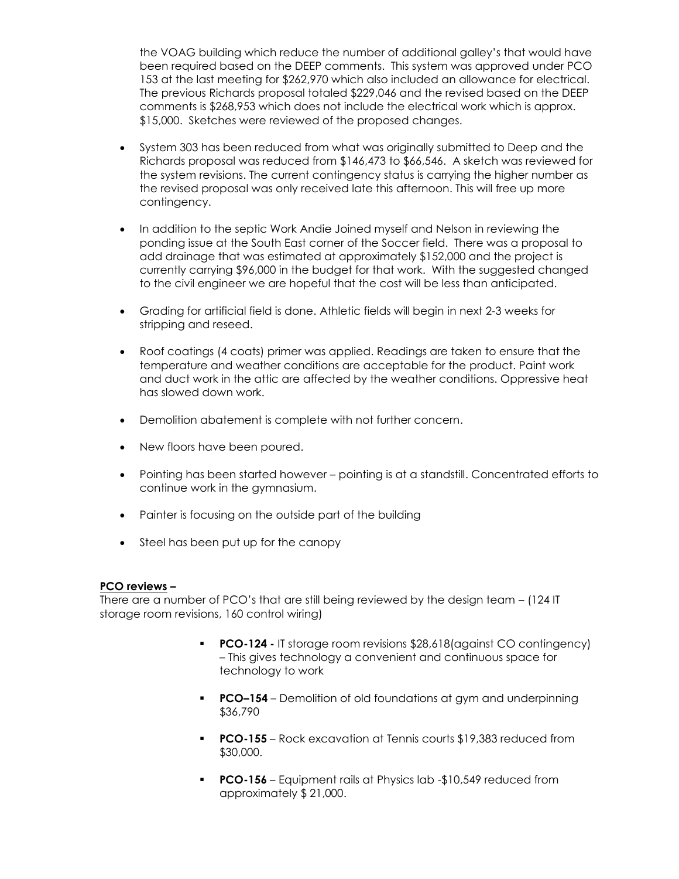the VOAG building which reduce the number of additional galley's that would have been required based on the DEEP comments. This system was approved under PCO 153 at the last meeting for $262,970 which also included an allowance for electrical. The previous Richards proposal totaled $229,046 and the revised based on the DEEP comments is $268,953 which does not include the electrical work which is approx. $15,000. Sketches were reviewed of the proposed changes.

- System 303 has been reduced from what was originally submitted to Deep and the Richards proposal was reduced from $146,473 to $66,546. A sketch was reviewed for the system revisions. The current contingency status is carrying the higher number as the revised proposal was only received late this afternoon. This will free up more contingency.
- In addition to the septic Work Andie Joined myself and Nelson in reviewing the ponding issue at the South East corner of the Soccer field. There was a proposal to add drainage that was estimated at approximately $152,000 and the project is currently carrying $96,000 in the budget for that work. With the suggested changed to the civil engineer we are hopeful that the cost will be less than anticipated.
- Grading for artificial field is done. Athletic fields will begin in next 2-3 weeks for stripping and reseed.
- Roof coatings (4 coats) primer was applied. Readings are taken to ensure that the temperature and weather conditions are acceptable for the product. Paint work and duct work in the attic are affected by the weather conditions. Oppressive heat has slowed down work.
- Demolition abatement is complete with not further concern.
- New floors have been poured.
- Pointing has been started however – pointing is at a standstill. Concentrated efforts to continue work in the gymnasium.
- Painter is focusing on the outside part of the building
- Steel has been put up for the canopy

**<u>PCO reviews</u> –**

There are a number of PCO's that are still being reviewed by the design team – (124 IT storage room revisions, 160 control wiring)

- **PCO-124 -** IT storage room revisions $28,618(against CO contingency) – This gives technology a convenient and continuous space for technology to work
- **PCO–154** – Demolition of old foundations at gym and underpinning $36,790
- **PCO-155** – Rock excavation at Tennis courts $19,383 reduced from $30,000.
- **PCO-156** – Equipment rails at Physics lab -$10,549 reduced from approximately $ 21,000.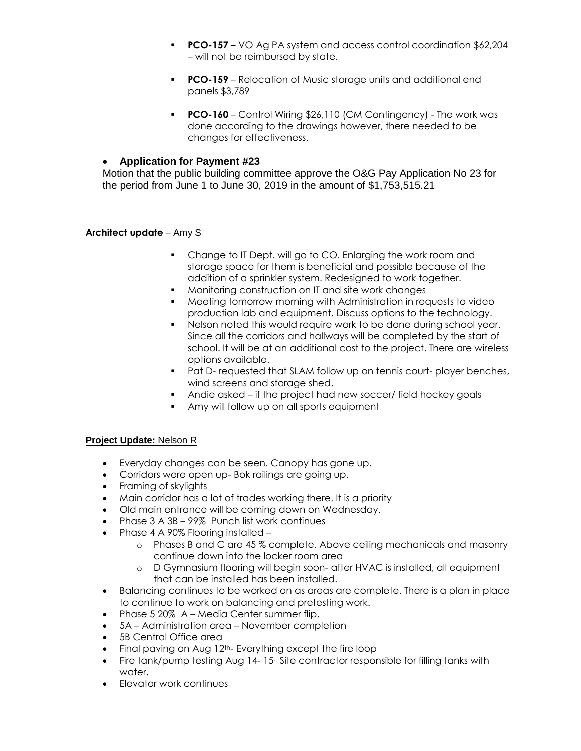- **PCO-157 –** VO Ag PA system and access control coordination $62,204 – will not be reimbursed by state.

- **PCO-159** – Relocation of Music storage units and additional end panels $3,789

- **PCO-160** – Control Wiring $26,110 (CM Contingency) - The work was done according to the drawings however, there needed to be changes for effectiveness.

- **Application for Payment #23**

Motion that the public building committee approve the O&G Pay Application No 23 for the period from June 1 to June 30, 2019 in the amount of $1,753,515.21

**Architect update** – Amy S

- Change to IT Dept. will go to CO. Enlarging the work room and storage space for them is beneficial and possible because of the addition of a sprinkler system. Redesigned to work together.
- Monitoring construction on IT and site work changes
- Meeting tomorrow morning with Administration in requests to video production lab and equipment. Discuss options to the technology.
- Nelson noted this would require work to be done during school year. Since all the corridors and hallways will be completed by the start of school. It will be at an additional cost to the project. There are wireless options available.
- Pat D- requested that SLAM follow up on tennis court- player benches, wind screens and storage shed.
- Andie asked – if the project had new soccer/ field hockey goals
- Amy will follow up on all sports equipment

**Project Update:** Nelson R

- Everyday changes can be seen. Canopy has gone up.
- Corridors were open up- Bok railings are going up.
- Framing of skylights
- Main corridor has a lot of trades working there. It is a priority
- Old main entrance will be coming down on Wednesday.
- Phase 3 A 3B – 99% Punch list work continues
- Phase 4 A 90% Flooring installed –
  - Phases B and C are 45 % complete. Above ceiling mechanicals and masonry continue down into the locker room area
  - D Gymnasium flooring will begin soon- after HVAC is installed, all equipment that can be installed has been installed.
- Balancing continues to be worked on as areas are complete. There is a plan in place to continue to work on balancing and pretesting work.
- Phase 5 20% A – Media Center summer flip,
- 5A – Administration area – November completion
- 5B Central Office area
- Final paving on Aug 12th- Everything except the fire loop
- Fire tank/pump testing Aug 14- 15. Site contractor responsible for filling tanks with water.
- Elevator work continues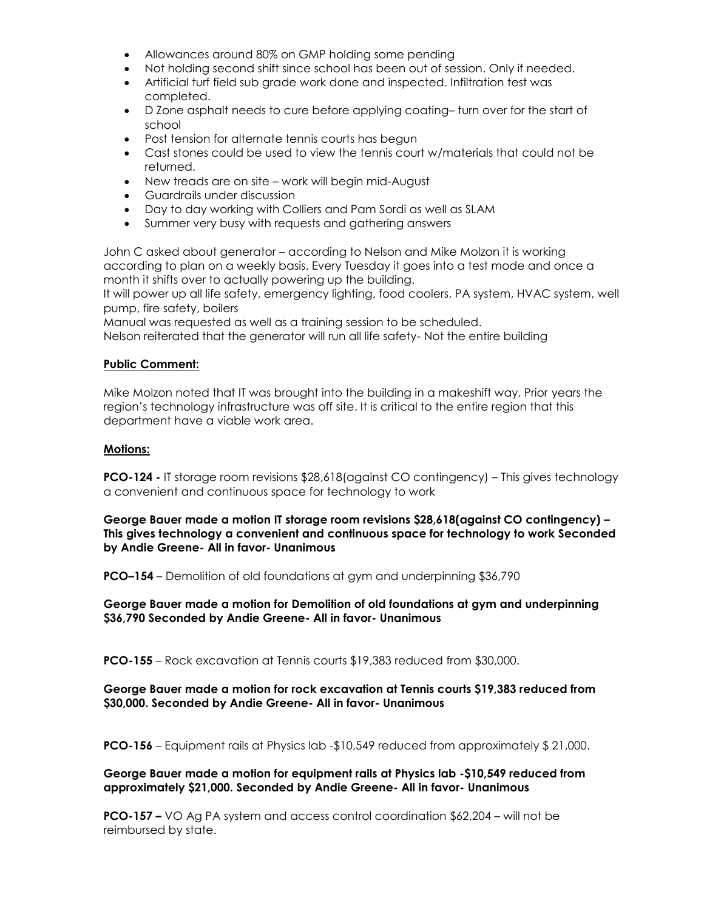- Allowances around 80% on GMP holding some pending
- Not holding second shift since school has been out of session. Only if needed.
- Artificial turf field sub grade work done and inspected. Infiltration test was completed.
- D Zone asphalt needs to cure before applying coating– turn over for the start of school
- Post tension for alternate tennis courts has begun
- Cast stones could be used to view the tennis court w/materials that could not be returned.
- New treads are on site – work will begin mid-August
- Guardrails under discussion
- Day to day working with Colliers and Pam Sordi as well as SLAM
- Summer very busy with requests and gathering answers

John C asked about generator – according to Nelson and Mike Molzon it is working according to plan on a weekly basis. Every Tuesday it goes into a test mode and once a month it shifts over to actually powering up the building.
It will power up all life safety, emergency lighting, food coolers, PA system, HVAC system, well pump, fire safety, boilers
Manual was requested as well as a training session to be scheduled.
Nelson reiterated that the generator will run all life safety- Not the entire building

**Public Comment:**

Mike Molzon noted that IT was brought into the building in a makeshift way. Prior years the region's technology infrastructure was off site. It is critical to the entire region that this department have a viable work area.

**Motions:**

**PCO-124 -** IT storage room revisions $28,618(against CO contingency) – This gives technology a convenient and continuous space for technology to work

**George Bauer made a motion IT storage room revisions $28,618(against CO contingency) – This gives technology a convenient and continuous space for technology to work Seconded by Andie Greene- All in favor- Unanimous**

**PCO–154** – Demolition of old foundations at gym and underpinning $36,790

**George Bauer made a motion for Demolition of old foundations at gym and underpinning $36,790 Seconded by Andie Greene- All in favor- Unanimous**

**PCO-155** – Rock excavation at Tennis courts $19,383 reduced from $30,000.

**George Bauer made a motion for rock excavation at Tennis courts $19,383 reduced from $30,000. Seconded by Andie Greene- All in favor- Unanimous**

**PCO-156** – Equipment rails at Physics lab -$10,549 reduced from approximately $ 21,000.

**George Bauer made a motion for equipment rails at Physics lab -$10,549 reduced from approximately $21,000. Seconded by Andie Greene- All in favor- Unanimous**

**PCO-157 –** VO Ag PA system and access control coordination $62,204 – will not be reimbursed by state.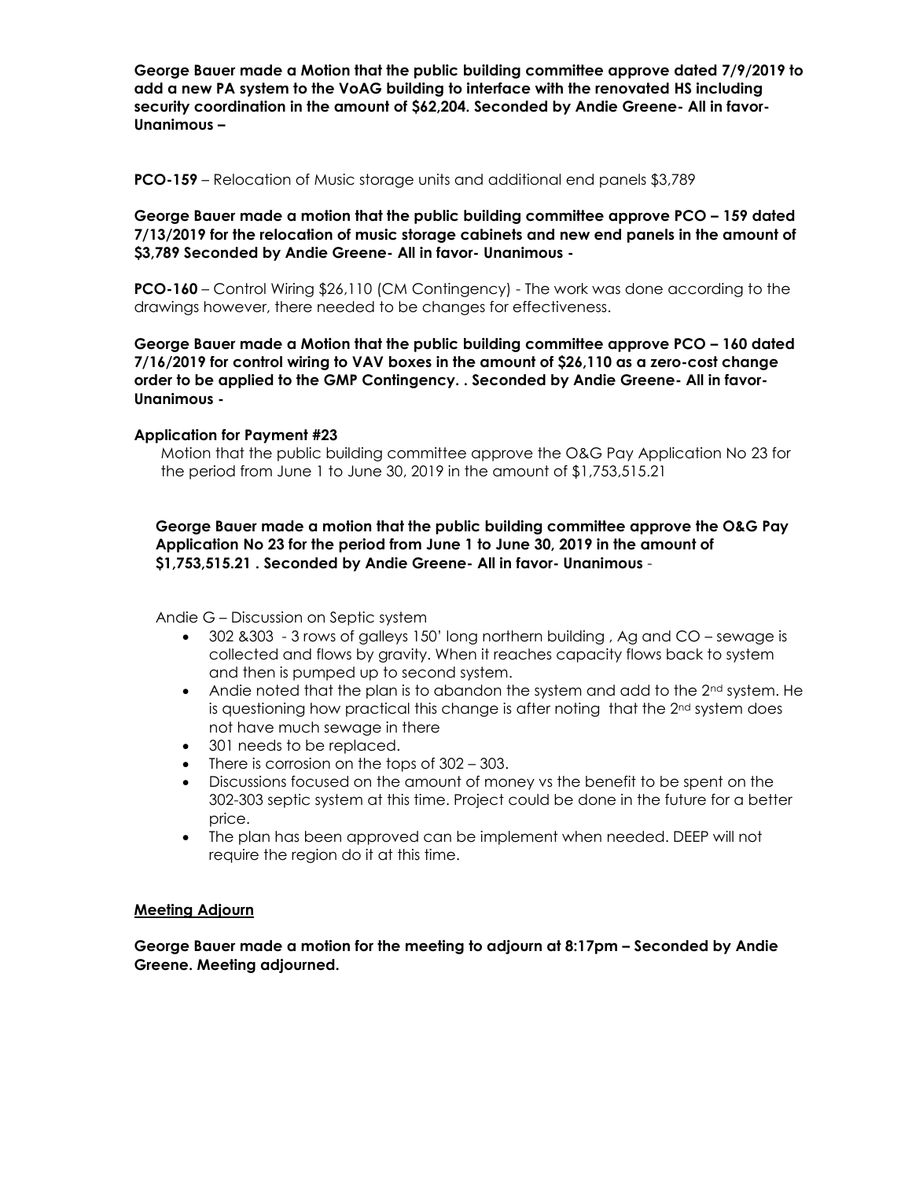**George Bauer made a Motion that the public building committee approve dated 7/9/2019 to add a new PA system to the VoAG building to interface with the renovated HS including security coordination in the amount of $62,204. Seconded by Andie Greene- All in favor- Unanimous –**

**PCO-159** – Relocation of Music storage units and additional end panels $3,789

**George Bauer made a motion that the public building committee approve PCO – 159 dated 7/13/2019 for the relocation of music storage cabinets and new end panels in the amount of $3,789 Seconded by Andie Greene- All in favor- Unanimous -**

**PCO-160** – Control Wiring $26,110 (CM Contingency) - The work was done according to the drawings however, there needed to be changes for effectiveness.

**George Bauer made a Motion that the public building committee approve PCO – 160 dated 7/16/2019 for control wiring to VAV boxes in the amount of $26,110 as a zero-cost change order to be applied to the GMP Contingency. . Seconded by Andie Greene- All in favor- Unanimous -**

**Application for Payment #23**

Motion that the public building committee approve the O&G Pay Application No 23 for the period from June 1 to June 30, 2019 in the amount of $1,753,515.21

**George Bauer made a motion that the public building committee approve the O&G Pay Application No 23 for the period from June 1 to June 30, 2019 in the amount of $1,753,515.21 . Seconded by Andie Greene- All in favor- Unanimous** -

Andie G – Discussion on Septic system

- 302 &303 - 3 rows of galleys 150' long northern building , Ag and CO – sewage is collected and flows by gravity. When it reaches capacity flows back to system and then is pumped up to second system.
- Andie noted that the plan is to abandon the system and add to the 2nd system. He is questioning how practical this change is after noting that the 2nd system does not have much sewage in there
- 301 needs to be replaced.
- There is corrosion on the tops of 302 – 303.
- Discussions focused on the amount of money vs the benefit to be spent on the 302-303 septic system at this time. Project could be done in the future for a better price.
- The plan has been approved can be implement when needed. DEEP will not require the region do it at this time.

**Meeting Adjourn**

**George Bauer made a motion for the meeting to adjourn at 8:17pm – Seconded by Andie Greene. Meeting adjourned.**